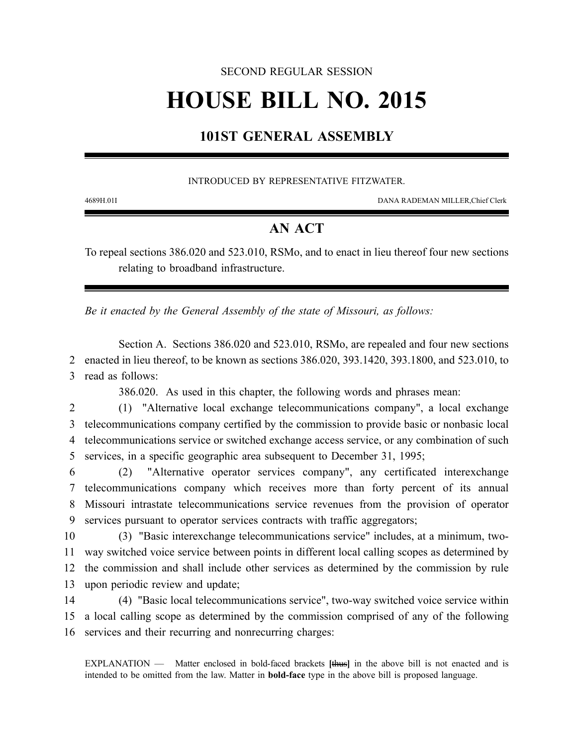SECOND REGULAR SESSION

# HOUSE BILL NO. 2015

## 101ST GENERAL ASSEMBLY

INTRODUCED BY REPRESENTATIVE FITZWATER.

4689H.01I DANA RADEMAN MILLER,Chief Clerk

## AN ACT

To repeal sections 386.020 and 523.010, RSMo, and to enact in lieu thereof four new sections relating to broadband infrastructure.

*Be it enacted by the General Assembly of the state of Missouri, as follows:*

Section A. Sections 386.020 and 523.010, RSMo, are repealed and four new sections enacted in lieu thereof, to be known as sections 386.020, 393.1420, 393.1800, and 523.010, to read as follows:

386.020. As used in this chapter, the following words and phrases mean:

(1) "Alternative local exchange telecommunications company", a local exchange telecommunications company certified by the commission to provide basic or nonbasic local telecommunications service or switched exchange access service, or any combination of such services, in a specific geographic area subsequent to December 31, 1995;

(2) "Alternative operator services company", any certificated interexchange telecommunications company which receives more than forty percent of its annual Missouri intrastate telecommunications service revenues from the provision of operator services pursuant to operator services contracts with traffic aggregators;

(3) "Basic interexchange telecommunications service" includes, at a minimum, two-way switched voice service between points in different local calling scopes as determined by the commission and shall include other services as determined by the commission by rule upon periodic review and update;

(4) "Basic local telecommunications service", two-way switched voice service within a local calling scope as determined by the commission comprised of any of the following services and their recurring and nonrecurring charges:

EXPLANATION — Matter enclosed in bold-faced brackets **[thus]** in the above bill is not enacted and is intended to be omitted from the law. Matter in **bold-face** type in the above bill is proposed language.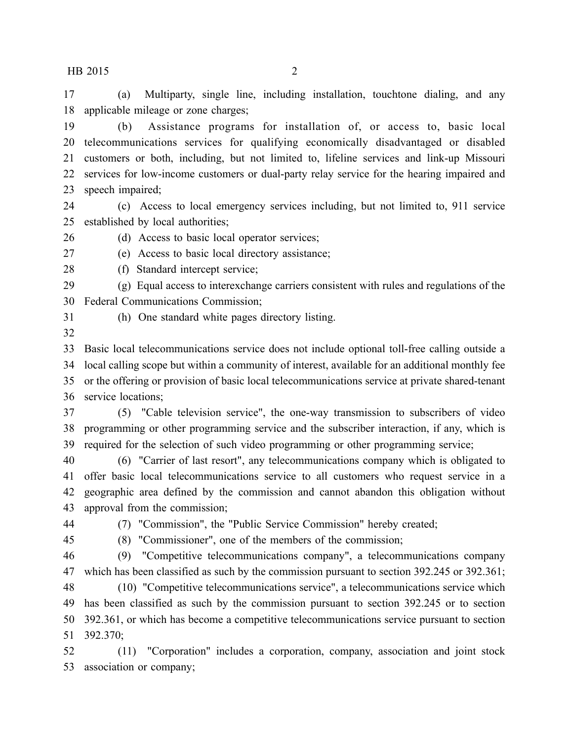(a) Multiparty, single line, including installation, touchtone dialing, and any applicable mileage or zone charges;

(b) Assistance programs for installation of, or access to, basic local telecommunications services for qualifying economically disadvantaged or disabled customers or both, including, but not limited to, lifeline services and link-up Missouri services for low-income customers or dual-party relay service for the hearing impaired and speech impaired;

(c) Access to local emergency services including, but not limited to, 911 service established by local authorities;

(d) Access to basic local operator services;

(e) Access to basic local directory assistance;

(f) Standard intercept service;

(g) Equal access to interexchange carriers consistent with rules and regulations of the Federal Communications Commission;

(h) One standard white pages directory listing.

Basic local telecommunications service does not include optional toll-free calling outside a local calling scope but within a community of interest, available for an additional monthly fee or the offering or provision of basic local telecommunications service at private shared-tenant service locations;

(5) "Cable television service", the one-way transmission to subscribers of video programming or other programming service and the subscriber interaction, if any, which is required for the selection of such video programming or other programming service;

(6) "Carrier of last resort", any telecommunications company which is obligated to offer basic local telecommunications service to all customers who request service in a geographic area defined by the commission and cannot abandon this obligation without approval from the commission;

(7) "Commission", the "Public Service Commission" hereby created;

(8) "Commissioner", one of the members of the commission;

(9) "Competitive telecommunications company", a telecommunications company which has been classified as such by the commission pursuant to section 392.245 or 392.361;

(10) "Competitive telecommunications service", a telecommunications service which has been classified as such by the commission pursuant to section 392.245 or to section 392.361, or which has become a competitive telecommunications service pursuant to section 392.370;

(11) "Corporation" includes a corporation, company, association and joint stock association or company;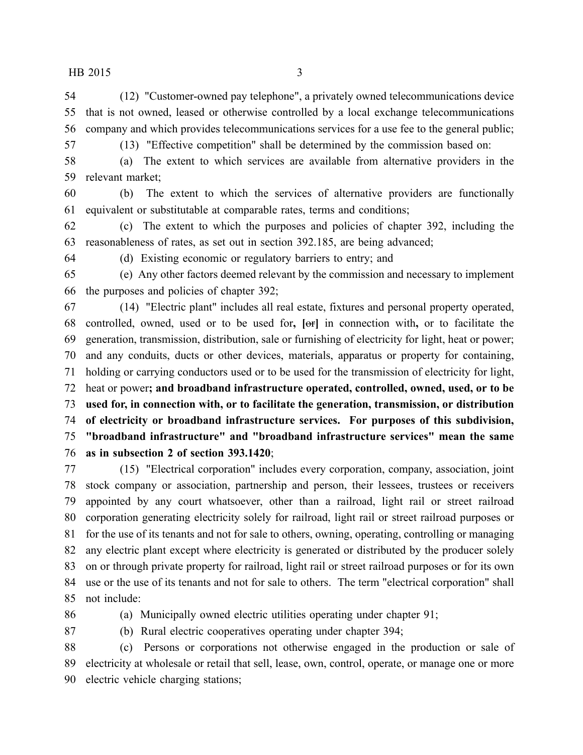(12) "Customer-owned pay telephone", a privately owned telecommunications device that is not owned, leased or otherwise controlled by a local exchange telecommunications company and which provides telecommunications services for a use fee to the general public;

(13) "Effective competition" shall be determined by the commission based on:

(a) The extent to which services are available from alternative providers in the relevant market;

(b) The extent to which the services of alternative providers are functionally equivalent or substitutable at comparable rates, terms and conditions;

(c) The extent to which the purposes and policies of chapter 392, including the reasonableness of rates, as set out in section 392.185, are being advanced;

(d) Existing economic or regulatory barriers to entry; and

(e) Any other factors deemed relevant by the commission and necessary to implement the purposes and policies of chapter 392;

(14) "Electric plant" includes all real estate, fixtures and personal property operated, controlled, owned, used or to be used for**,** **[**~~or~~**]** in connection with**,** or to facilitate the generation, transmission, distribution, sale or furnishing of electricity for light, heat or power; and any conduits, ducts or other devices, materials, apparatus or property for containing, holding or carrying conductors used or to be used for the transmission of electricity for light, heat or power**; and broadband infrastructure operated, controlled, owned, used, or to be used for, in connection with, or to facilitate the generation, transmission, or distribution of electricity or broadband infrastructure services. For purposes of this subdivision, "broadband infrastructure" and "broadband infrastructure services" mean the same as in subsection 2 of section 393.1420**;

(15) "Electrical corporation" includes every corporation, company, association, joint stock company or association, partnership and person, their lessees, trustees or receivers appointed by any court whatsoever, other than a railroad, light rail or street railroad corporation generating electricity solely for railroad, light rail or street railroad purposes or for the use of its tenants and not for sale to others, owning, operating, controlling or managing any electric plant except where electricity is generated or distributed by the producer solely on or through private property for railroad, light rail or street railroad purposes or for its own use or the use of its tenants and not for sale to others. The term "electrical corporation" shall not include:

(a) Municipally owned electric utilities operating under chapter 91;

(b) Rural electric cooperatives operating under chapter 394;

(c) Persons or corporations not otherwise engaged in the production or sale of electricity at wholesale or retail that sell, lease, own, control, operate, or manage one or more electric vehicle charging stations;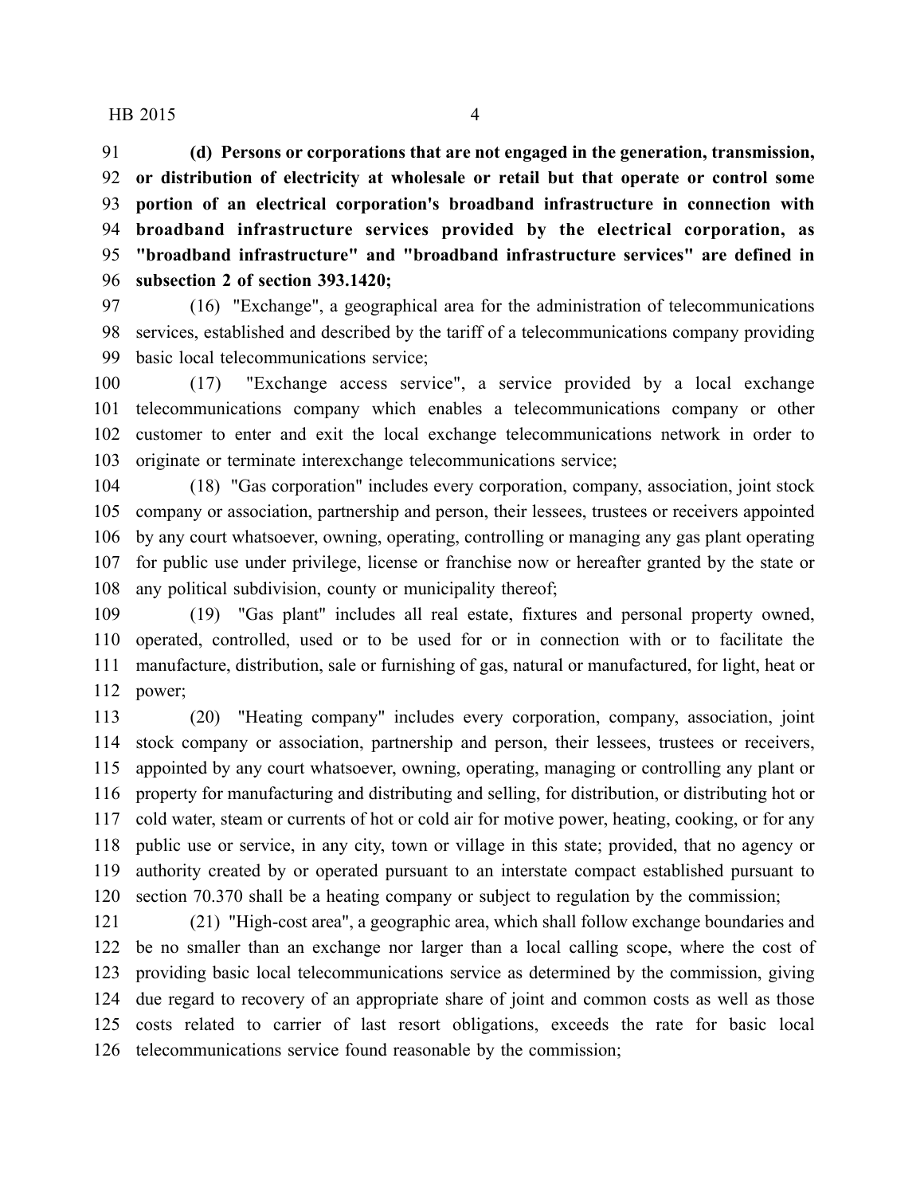**(d) Persons or corporations that are not engaged in the generation, transmission, or distribution of electricity at wholesale or retail but that operate or control some portion of an electrical corporation's broadband infrastructure in connection with broadband infrastructure services provided by the electrical corporation, as "broadband infrastructure" and "broadband infrastructure services" are defined in subsection 2 of section 393.1420;**

(16) "Exchange", a geographical area for the administration of telecommunications services, established and described by the tariff of a telecommunications company providing basic local telecommunications service;

(17) "Exchange access service", a service provided by a local exchange telecommunications company which enables a telecommunications company or other customer to enter and exit the local exchange telecommunications network in order to originate or terminate interexchange telecommunications service;

(18) "Gas corporation" includes every corporation, company, association, joint stock company or association, partnership and person, their lessees, trustees or receivers appointed by any court whatsoever, owning, operating, controlling or managing any gas plant operating for public use under privilege, license or franchise now or hereafter granted by the state or any political subdivision, county or municipality thereof;

(19) "Gas plant" includes all real estate, fixtures and personal property owned, operated, controlled, used or to be used for or in connection with or to facilitate the manufacture, distribution, sale or furnishing of gas, natural or manufactured, for light, heat or power;

(20) "Heating company" includes every corporation, company, association, joint stock company or association, partnership and person, their lessees, trustees or receivers, appointed by any court whatsoever, owning, operating, managing or controlling any plant or property for manufacturing and distributing and selling, for distribution, or distributing hot or cold water, steam or currents of hot or cold air for motive power, heating, cooking, or for any public use or service, in any city, town or village in this state; provided, that no agency or authority created by or operated pursuant to an interstate compact established pursuant to section 70.370 shall be a heating company or subject to regulation by the commission;

(21) "High-cost area", a geographic area, which shall follow exchange boundaries and be no smaller than an exchange nor larger than a local calling scope, where the cost of providing basic local telecommunications service as determined by the commission, giving due regard to recovery of an appropriate share of joint and common costs as well as those costs related to carrier of last resort obligations, exceeds the rate for basic local telecommunications service found reasonable by the commission;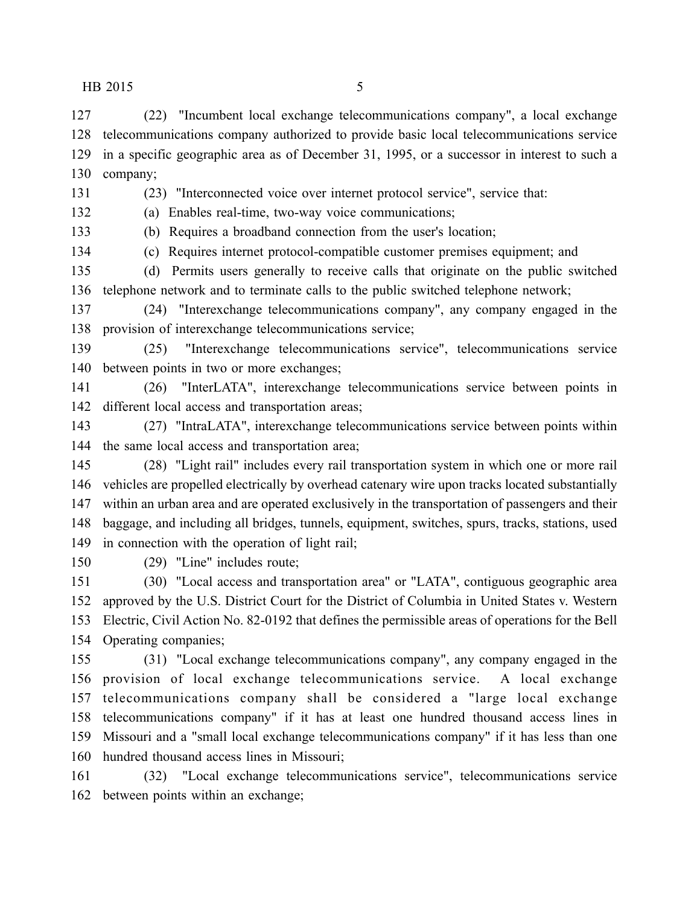(22) "Incumbent local exchange telecommunications company", a local exchange telecommunications company authorized to provide basic local telecommunications service in a specific geographic area as of December 31, 1995, or a successor in interest to such a company;

(23) "Interconnected voice over internet protocol service", service that:

(a) Enables real-time, two-way voice communications;

(b) Requires a broadband connection from the user's location;

(c) Requires internet protocol-compatible customer premises equipment; and

(d) Permits users generally to receive calls that originate on the public switched telephone network and to terminate calls to the public switched telephone network;

(24) "Interexchange telecommunications company", any company engaged in the provision of interexchange telecommunications service;

(25) "Interexchange telecommunications service", telecommunications service between points in two or more exchanges;

(26) "InterLATA", interexchange telecommunications service between points in different local access and transportation areas;

(27) "IntraLATA", interexchange telecommunications service between points within the same local access and transportation area;

(28) "Light rail" includes every rail transportation system in which one or more rail vehicles are propelled electrically by overhead catenary wire upon tracks located substantially within an urban area and are operated exclusively in the transportation of passengers and their baggage, and including all bridges, tunnels, equipment, switches, spurs, tracks, stations, used in connection with the operation of light rail;

(29) "Line" includes route;

(30) "Local access and transportation area" or "LATA", contiguous geographic area approved by the U.S. District Court for the District of Columbia in United States v. Western Electric, Civil Action No. 82-0192 that defines the permissible areas of operations for the Bell Operating companies;

(31) "Local exchange telecommunications company", any company engaged in the provision of local exchange telecommunications service. A local exchange telecommunications company shall be considered a "large local exchange telecommunications company" if it has at least one hundred thousand access lines in Missouri and a "small local exchange telecommunications company" if it has less than one hundred thousand access lines in Missouri;

(32) "Local exchange telecommunications service", telecommunications service between points within an exchange;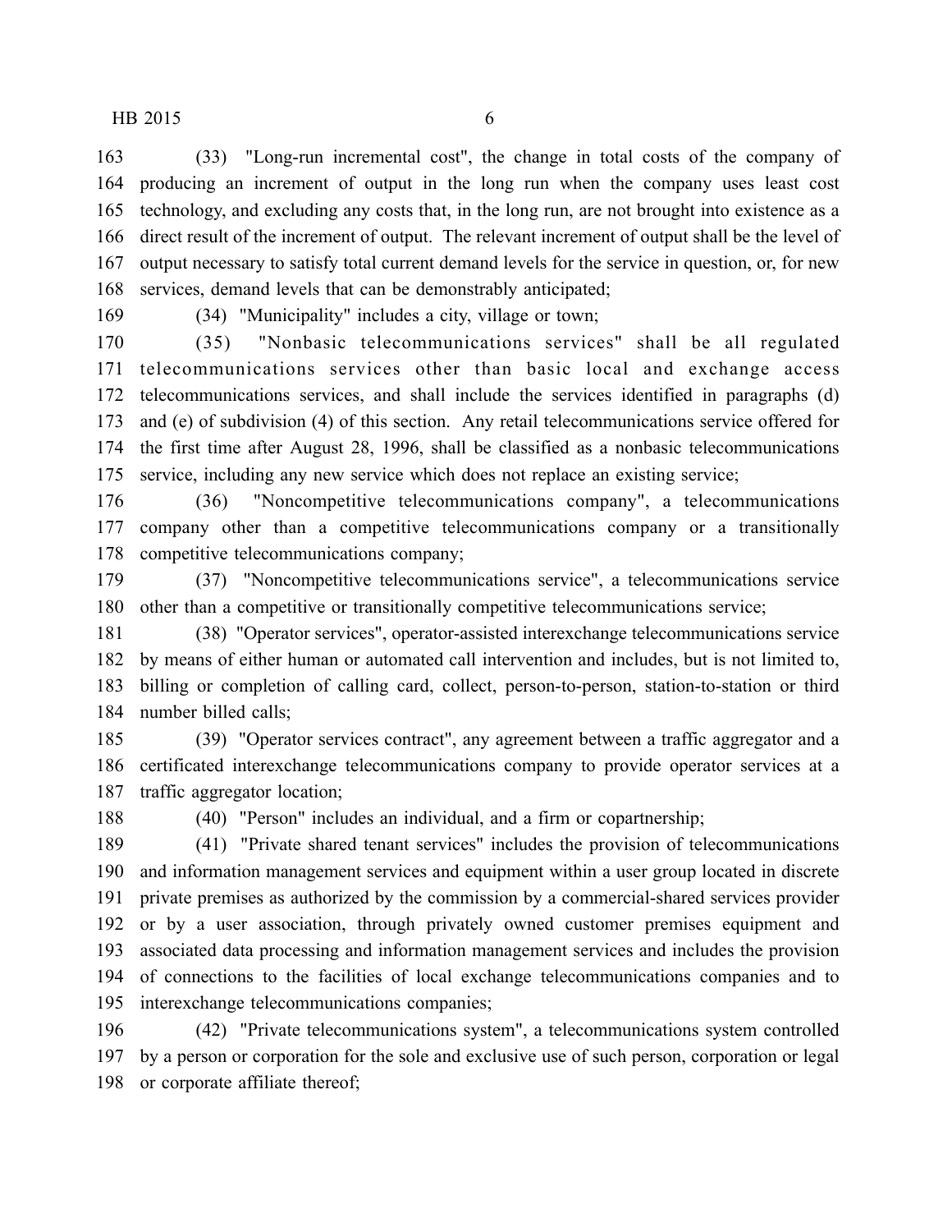(33) "Long-run incremental cost", the change in total costs of the company of producing an increment of output in the long run when the company uses least cost technology, and excluding any costs that, in the long run, are not brought into existence as a direct result of the increment of output. The relevant increment of output shall be the level of output necessary to satisfy total current demand levels for the service in question, or, for new services, demand levels that can be demonstrably anticipated;

(34) "Municipality" includes a city, village or town;

(35) "Nonbasic telecommunications services" shall be all regulated telecommunications services other than basic local and exchange access telecommunications services, and shall include the services identified in paragraphs (d) and (e) of subdivision (4) of this section. Any retail telecommunications service offered for the first time after August 28, 1996, shall be classified as a nonbasic telecommunications service, including any new service which does not replace an existing service;

(36) "Noncompetitive telecommunications company", a telecommunications company other than a competitive telecommunications company or a transitionally competitive telecommunications company;

(37) "Noncompetitive telecommunications service", a telecommunications service other than a competitive or transitionally competitive telecommunications service;

(38) "Operator services", operator-assisted interexchange telecommunications service by means of either human or automated call intervention and includes, but is not limited to, billing or completion of calling card, collect, person-to-person, station-to-station or third number billed calls;

(39) "Operator services contract", any agreement between a traffic aggregator and a certificated interexchange telecommunications company to provide operator services at a traffic aggregator location;

(40) "Person" includes an individual, and a firm or copartnership;

(41) "Private shared tenant services" includes the provision of telecommunications and information management services and equipment within a user group located in discrete private premises as authorized by the commission by a commercial-shared services provider or by a user association, through privately owned customer premises equipment and associated data processing and information management services and includes the provision of connections to the facilities of local exchange telecommunications companies and to interexchange telecommunications companies;

(42) "Private telecommunications system", a telecommunications system controlled by a person or corporation for the sole and exclusive use of such person, corporation or legal or corporate affiliate thereof;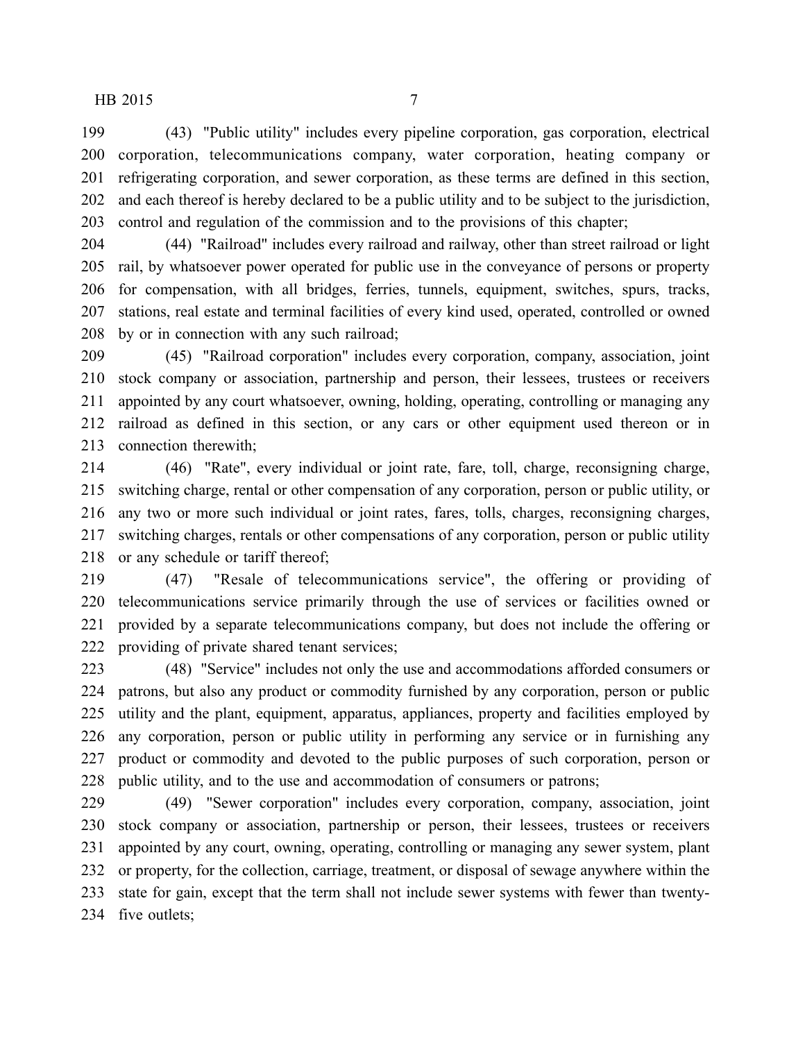(43) "Public utility" includes every pipeline corporation, gas corporation, electrical corporation, telecommunications company, water corporation, heating company or refrigerating corporation, and sewer corporation, as these terms are defined in this section, and each thereof is hereby declared to be a public utility and to be subject to the jurisdiction, control and regulation of the commission and to the provisions of this chapter;

(44) "Railroad" includes every railroad and railway, other than street railroad or light rail, by whatsoever power operated for public use in the conveyance of persons or property for compensation, with all bridges, ferries, tunnels, equipment, switches, spurs, tracks, stations, real estate and terminal facilities of every kind used, operated, controlled or owned by or in connection with any such railroad;

(45) "Railroad corporation" includes every corporation, company, association, joint stock company or association, partnership and person, their lessees, trustees or receivers appointed by any court whatsoever, owning, holding, operating, controlling or managing any railroad as defined in this section, or any cars or other equipment used thereon or in connection therewith;

(46) "Rate", every individual or joint rate, fare, toll, charge, reconsigning charge, switching charge, rental or other compensation of any corporation, person or public utility, or any two or more such individual or joint rates, fares, tolls, charges, reconsigning charges, switching charges, rentals or other compensations of any corporation, person or public utility or any schedule or tariff thereof;

(47) "Resale of telecommunications service", the offering or providing of telecommunications service primarily through the use of services or facilities owned or provided by a separate telecommunications company, but does not include the offering or providing of private shared tenant services;

(48) "Service" includes not only the use and accommodations afforded consumers or patrons, but also any product or commodity furnished by any corporation, person or public utility and the plant, equipment, apparatus, appliances, property and facilities employed by any corporation, person or public utility in performing any service or in furnishing any product or commodity and devoted to the public purposes of such corporation, person or public utility, and to the use and accommodation of consumers or patrons;

(49) "Sewer corporation" includes every corporation, company, association, joint stock company or association, partnership or person, their lessees, trustees or receivers appointed by any court, owning, operating, controlling or managing any sewer system, plant or property, for the collection, carriage, treatment, or disposal of sewage anywhere within the state for gain, except that the term shall not include sewer systems with fewer than twenty-five outlets;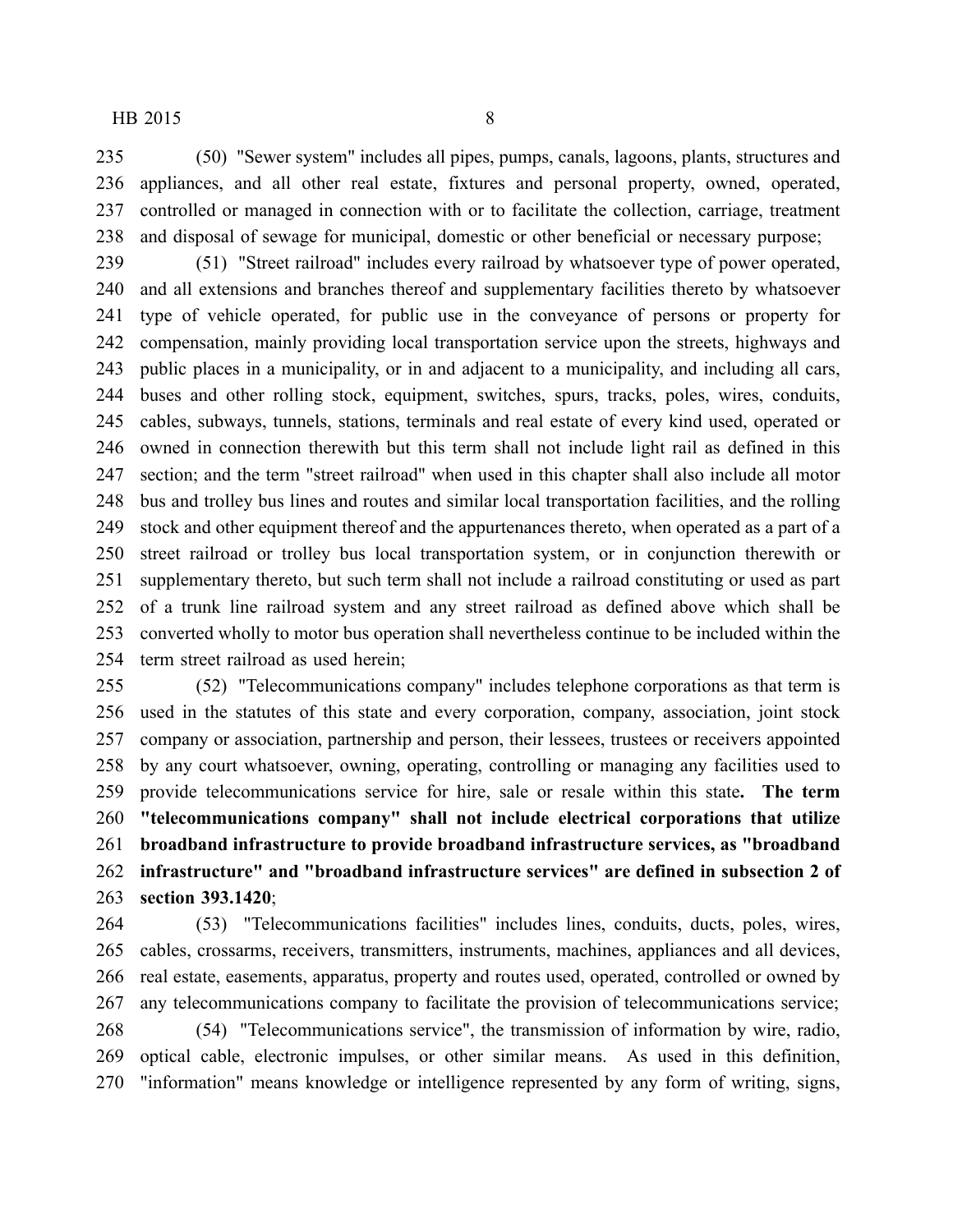(50) "Sewer system" includes all pipes, pumps, canals, lagoons, plants, structures and appliances, and all other real estate, fixtures and personal property, owned, operated, controlled or managed in connection with or to facilitate the collection, carriage, treatment and disposal of sewage for municipal, domestic or other beneficial or necessary purpose;

(51) "Street railroad" includes every railroad by whatsoever type of power operated, and all extensions and branches thereof and supplementary facilities thereto by whatsoever type of vehicle operated, for public use in the conveyance of persons or property for compensation, mainly providing local transportation service upon the streets, highways and public places in a municipality, or in and adjacent to a municipality, and including all cars, buses and other rolling stock, equipment, switches, spurs, tracks, poles, wires, conduits, cables, subways, tunnels, stations, terminals and real estate of every kind used, operated or owned in connection therewith but this term shall not include light rail as defined in this section; and the term "street railroad" when used in this chapter shall also include all motor bus and trolley bus lines and routes and similar local transportation facilities, and the rolling stock and other equipment thereof and the appurtenances thereto, when operated as a part of a street railroad or trolley bus local transportation system, or in conjunction therewith or supplementary thereto, but such term shall not include a railroad constituting or used as part of a trunk line railroad system and any street railroad as defined above which shall be converted wholly to motor bus operation shall nevertheless continue to be included within the term street railroad as used herein;

(52) "Telecommunications company" includes telephone corporations as that term is used in the statutes of this state and every corporation, company, association, joint stock company or association, partnership and person, their lessees, trustees or receivers appointed by any court whatsoever, owning, operating, controlling or managing any facilities used to provide telecommunications service for hire, sale or resale within this state**. The term "telecommunications company" shall not include electrical corporations that utilize broadband infrastructure to provide broadband infrastructure services, as "broadband infrastructure" and "broadband infrastructure services" are defined in subsection 2 of section 393.1420**;

(53) "Telecommunications facilities" includes lines, conduits, ducts, poles, wires, cables, crossarms, receivers, transmitters, instruments, machines, appliances and all devices, real estate, easements, apparatus, property and routes used, operated, controlled or owned by any telecommunications company to facilitate the provision of telecommunications service;

(54) "Telecommunications service", the transmission of information by wire, radio, optical cable, electronic impulses, or other similar means. As used in this definition, "information" means knowledge or intelligence represented by any form of writing, signs,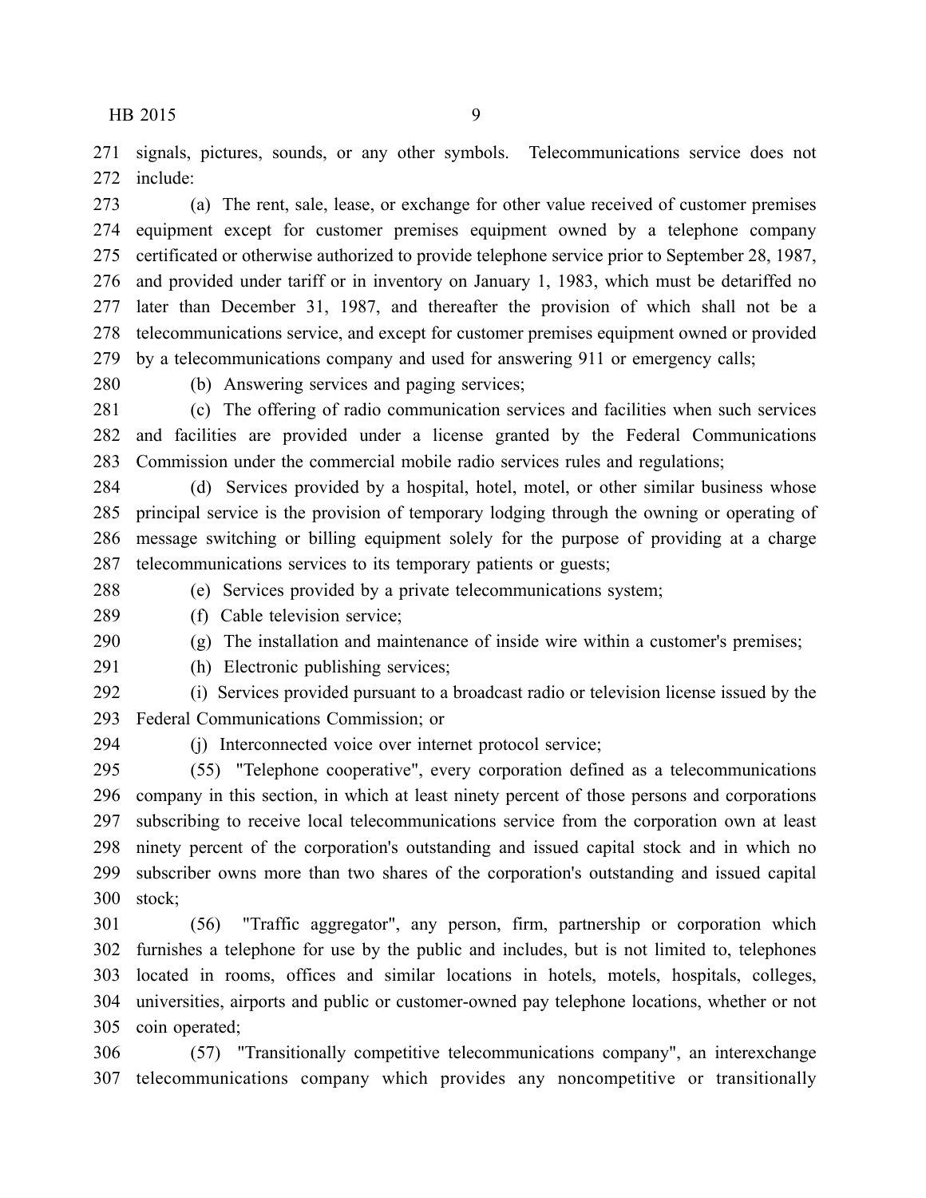signals, pictures, sounds, or any other symbols. Telecommunications service does not include:

(a) The rent, sale, lease, or exchange for other value received of customer premises equipment except for customer premises equipment owned by a telephone company certificated or otherwise authorized to provide telephone service prior to September 28, 1987, and provided under tariff or in inventory on January 1, 1983, which must be detariffed no later than December 31, 1987, and thereafter the provision of which shall not be a telecommunications service, and except for customer premises equipment owned or provided by a telecommunications company and used for answering 911 or emergency calls;

(b) Answering services and paging services;

(c) The offering of radio communication services and facilities when such services and facilities are provided under a license granted by the Federal Communications Commission under the commercial mobile radio services rules and regulations;

(d) Services provided by a hospital, hotel, motel, or other similar business whose principal service is the provision of temporary lodging through the owning or operating of message switching or billing equipment solely for the purpose of providing at a charge telecommunications services to its temporary patients or guests;

(e) Services provided by a private telecommunications system;

(f) Cable television service;

(g) The installation and maintenance of inside wire within a customer's premises;

(h) Electronic publishing services;

(i) Services provided pursuant to a broadcast radio or television license issued by the Federal Communications Commission; or

(j) Interconnected voice over internet protocol service;

(55) "Telephone cooperative", every corporation defined as a telecommunications company in this section, in which at least ninety percent of those persons and corporations subscribing to receive local telecommunications service from the corporation own at least ninety percent of the corporation's outstanding and issued capital stock and in which no subscriber owns more than two shares of the corporation's outstanding and issued capital stock;

(56) "Traffic aggregator", any person, firm, partnership or corporation which furnishes a telephone for use by the public and includes, but is not limited to, telephones located in rooms, offices and similar locations in hotels, motels, hospitals, colleges, universities, airports and public or customer-owned pay telephone locations, whether or not coin operated;

(57) "Transitionally competitive telecommunications company", an interexchange telecommunications company which provides any noncompetitive or transitionally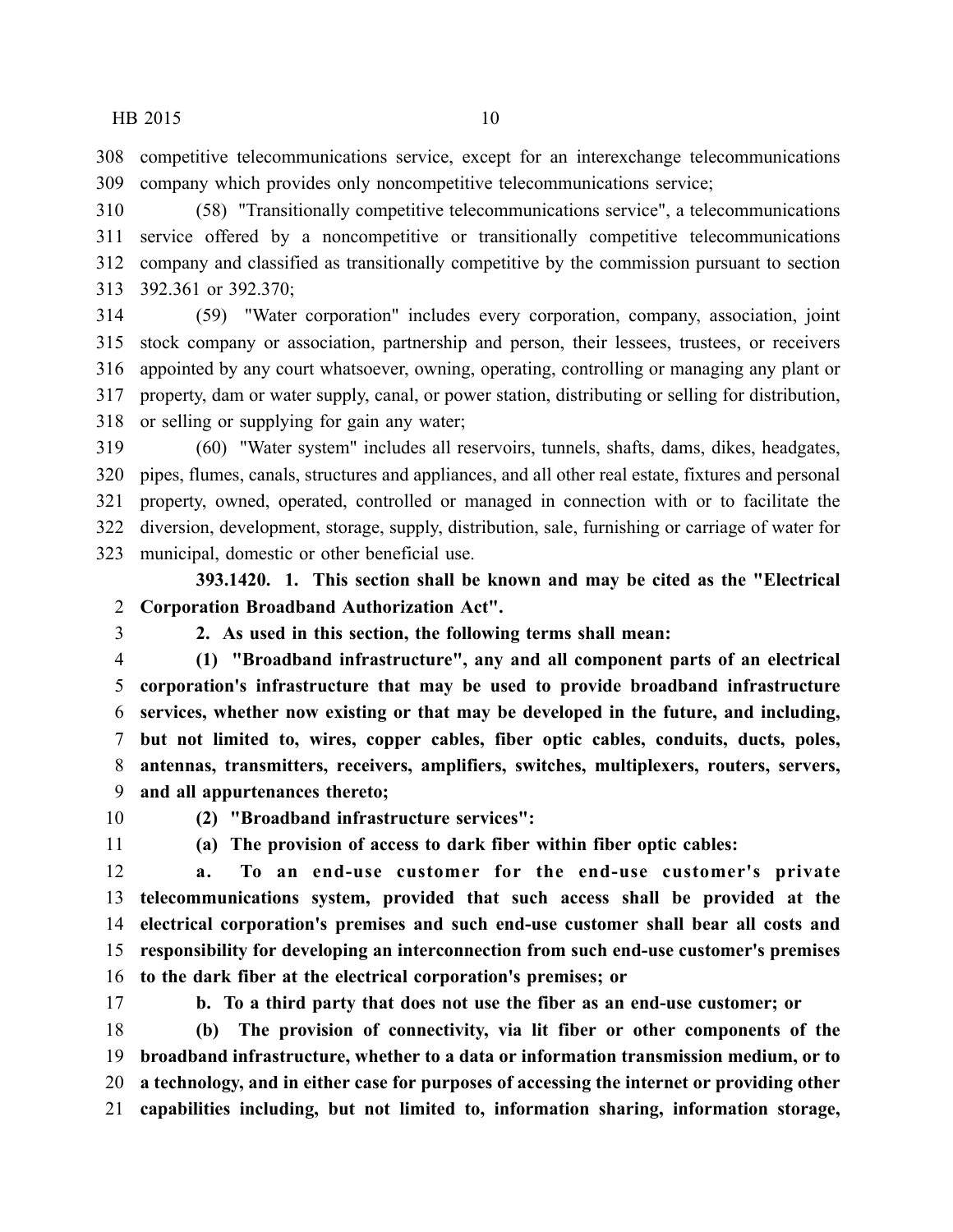competitive telecommunications service, except for an interexchange telecommunications company which provides only noncompetitive telecommunications service;

(58) "Transitionally competitive telecommunications service", a telecommunications service offered by a noncompetitive or transitionally competitive telecommunications company and classified as transitionally competitive by the commission pursuant to section 392.361 or 392.370;

(59) "Water corporation" includes every corporation, company, association, joint stock company or association, partnership and person, their lessees, trustees, or receivers appointed by any court whatsoever, owning, operating, controlling or managing any plant or property, dam or water supply, canal, or power station, distributing or selling for distribution, or selling or supplying for gain any water;

(60) "Water system" includes all reservoirs, tunnels, shafts, dams, dikes, headgates, pipes, flumes, canals, structures and appliances, and all other real estate, fixtures and personal property, owned, operated, controlled or managed in connection with or to facilitate the diversion, development, storage, supply, distribution, sale, furnishing or carriage of water for municipal, domestic or other beneficial use.

**393.1420. 1. This section shall be known and may be cited as the "Electrical Corporation Broadband Authorization Act".**

**2. As used in this section, the following terms shall mean:**

**(1) "Broadband infrastructure", any and all component parts of an electrical corporation's infrastructure that may be used to provide broadband infrastructure services, whether now existing or that may be developed in the future, and including, but not limited to, wires, copper cables, fiber optic cables, conduits, ducts, poles, antennas, transmitters, receivers, amplifiers, switches, multiplexers, routers, servers, and all appurtenances thereto;**

**(2) "Broadband infrastructure services":**

**(a) The provision of access to dark fiber within fiber optic cables:**

**a. To an end-use customer for the end-use customer's private telecommunications system, provided that such access shall be provided at the electrical corporation's premises and such end-use customer shall bear all costs and responsibility for developing an interconnection from such end-use customer's premises to the dark fiber at the electrical corporation's premises; or**

**b. To a third party that does not use the fiber as an end-use customer; or**

**(b) The provision of connectivity, via lit fiber or other components of the broadband infrastructure, whether to a data or information transmission medium, or to a technology, and in either case for purposes of accessing the internet or providing other capabilities including, but not limited to, information sharing, information storage,**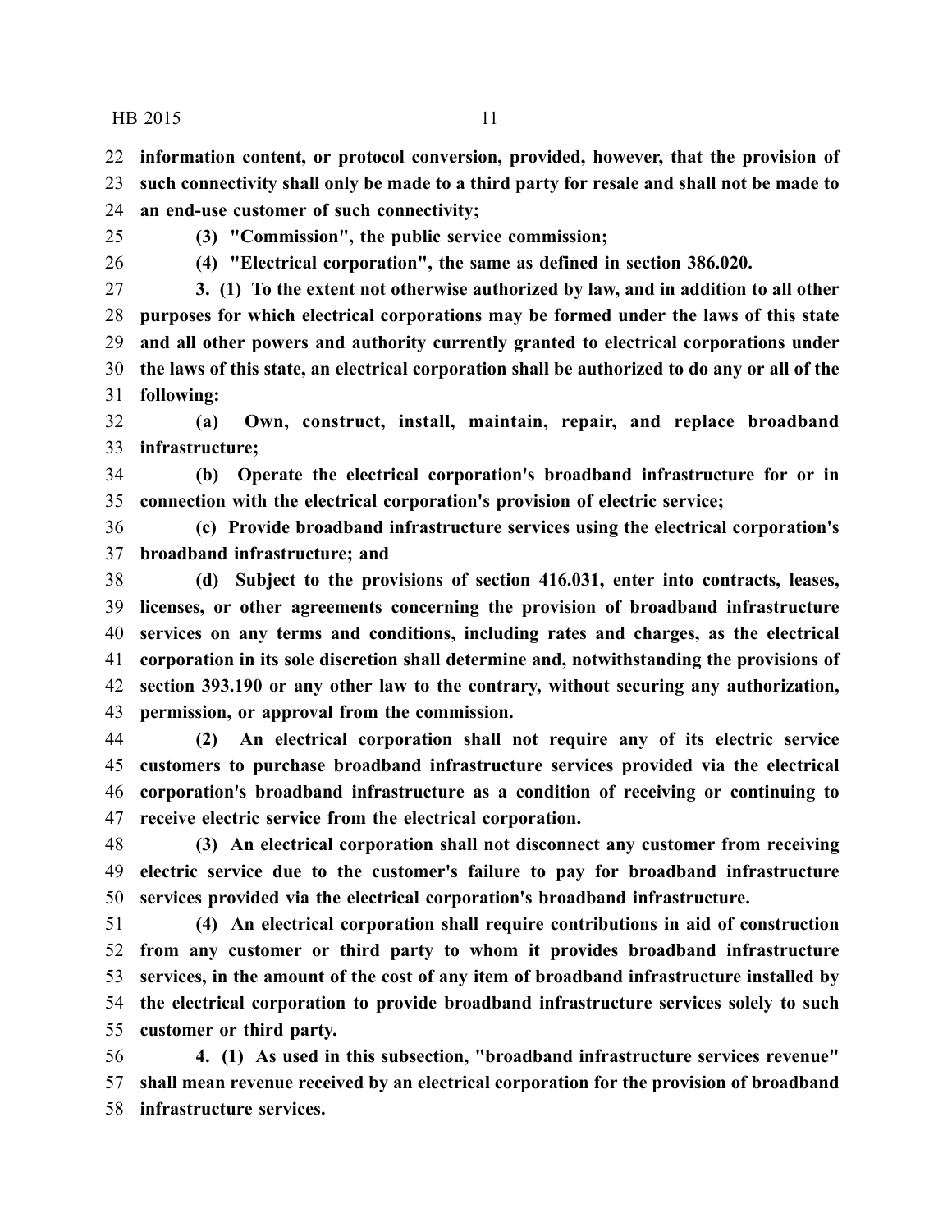**information content, or protocol conversion, provided, however, that the provision of such connectivity shall only be made to a third party for resale and shall not be made to an end-use customer of such connectivity;**

**(3) "Commission", the public service commission;**

**(4) "Electrical corporation", the same as defined in section 386.020.**

**3. (1) To the extent not otherwise authorized by law, and in addition to all other purposes for which electrical corporations may be formed under the laws of this state and all other powers and authority currently granted to electrical corporations under the laws of this state, an electrical corporation shall be authorized to do any or all of the following:**

**(a) Own, construct, install, maintain, repair, and replace broadband infrastructure;**

**(b) Operate the electrical corporation's broadband infrastructure for or in connection with the electrical corporation's provision of electric service;**

**(c) Provide broadband infrastructure services using the electrical corporation's broadband infrastructure; and**

**(d) Subject to the provisions of section 416.031, enter into contracts, leases, licenses, or other agreements concerning the provision of broadband infrastructure services on any terms and conditions, including rates and charges, as the electrical corporation in its sole discretion shall determine and, notwithstanding the provisions of section 393.190 or any other law to the contrary, without securing any authorization, permission, or approval from the commission.**

**(2) An electrical corporation shall not require any of its electric service customers to purchase broadband infrastructure services provided via the electrical corporation's broadband infrastructure as a condition of receiving or continuing to receive electric service from the electrical corporation.**

**(3) An electrical corporation shall not disconnect any customer from receiving electric service due to the customer's failure to pay for broadband infrastructure services provided via the electrical corporation's broadband infrastructure.**

**(4) An electrical corporation shall require contributions in aid of construction from any customer or third party to whom it provides broadband infrastructure services, in the amount of the cost of any item of broadband infrastructure installed by the electrical corporation to provide broadband infrastructure services solely to such customer or third party.**

**4. (1) As used in this subsection, "broadband infrastructure services revenue" shall mean revenue received by an electrical corporation for the provision of broadband infrastructure services.**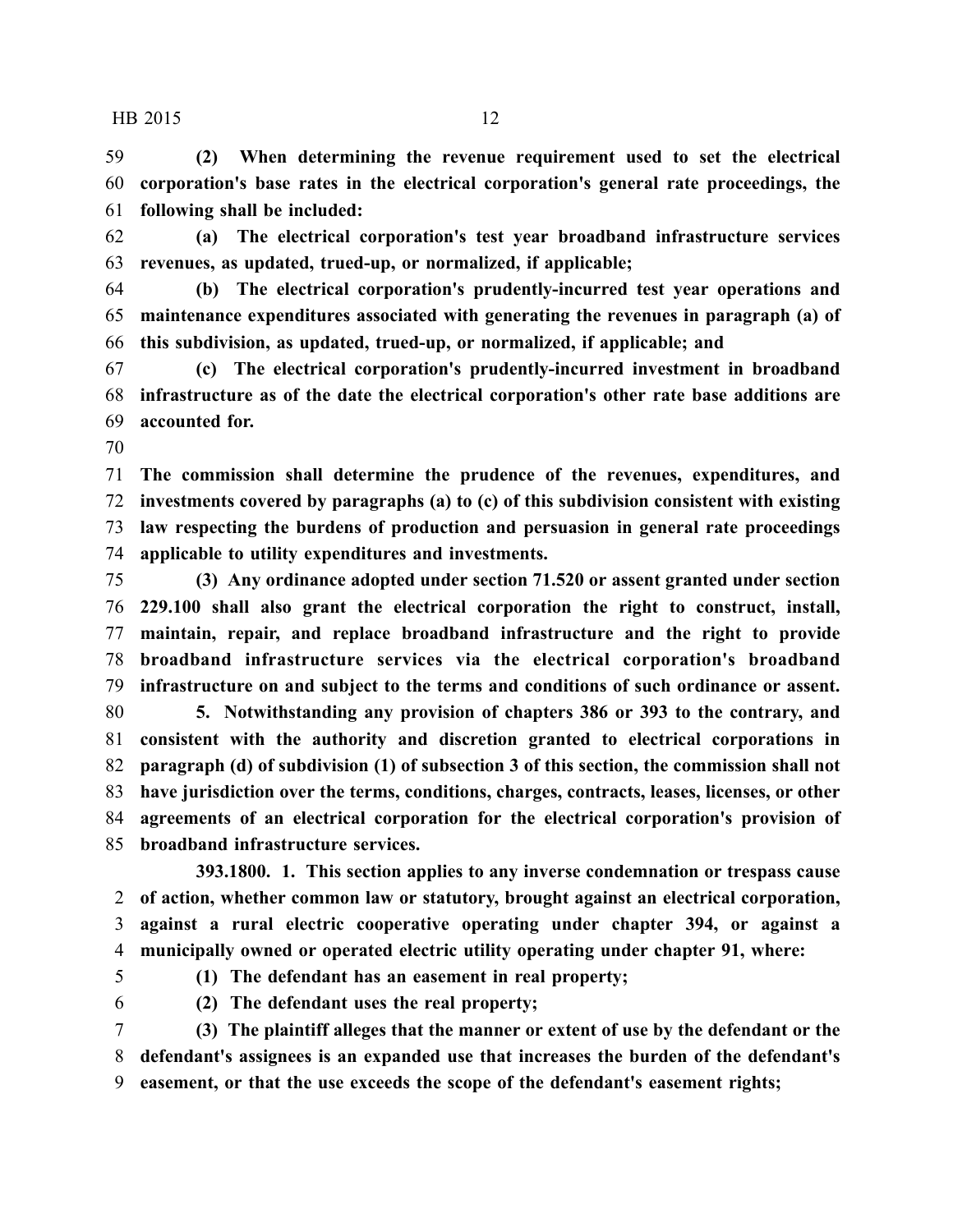**(2) When determining the revenue requirement used to set the electrical corporation's base rates in the electrical corporation's general rate proceedings, the following shall be included:**

**(a) The electrical corporation's test year broadband infrastructure services revenues, as updated, trued-up, or normalized, if applicable;**

**(b) The electrical corporation's prudently-incurred test year operations and maintenance expenditures associated with generating the revenues in paragraph (a) of this subdivision, as updated, trued-up, or normalized, if applicable; and**

**(c) The electrical corporation's prudently-incurred investment in broadband infrastructure as of the date the electrical corporation's other rate base additions are accounted for.**

**The commission shall determine the prudence of the revenues, expenditures, and investments covered by paragraphs (a) to (c) of this subdivision consistent with existing law respecting the burdens of production and persuasion in general rate proceedings applicable to utility expenditures and investments.**

**(3) Any ordinance adopted under section 71.520 or assent granted under section 229.100 shall also grant the electrical corporation the right to construct, install, maintain, repair, and replace broadband infrastructure and the right to provide broadband infrastructure services via the electrical corporation's broadband infrastructure on and subject to the terms and conditions of such ordinance or assent.**

**5. Notwithstanding any provision of chapters 386 or 393 to the contrary, and consistent with the authority and discretion granted to electrical corporations in paragraph (d) of subdivision (1) of subsection 3 of this section, the commission shall not have jurisdiction over the terms, conditions, charges, contracts, leases, licenses, or other agreements of an electrical corporation for the electrical corporation's provision of broadband infrastructure services.**

**393.1800. 1. This section applies to any inverse condemnation or trespass cause of action, whether common law or statutory, brought against an electrical corporation, against a rural electric cooperative operating under chapter 394, or against a municipally owned or operated electric utility operating under chapter 91, where:**

**(1) The defendant has an easement in real property;**

**(2) The defendant uses the real property;**

**(3) The plaintiff alleges that the manner or extent of use by the defendant or the defendant's assignees is an expanded use that increases the burden of the defendant's easement, or that the use exceeds the scope of the defendant's easement rights;**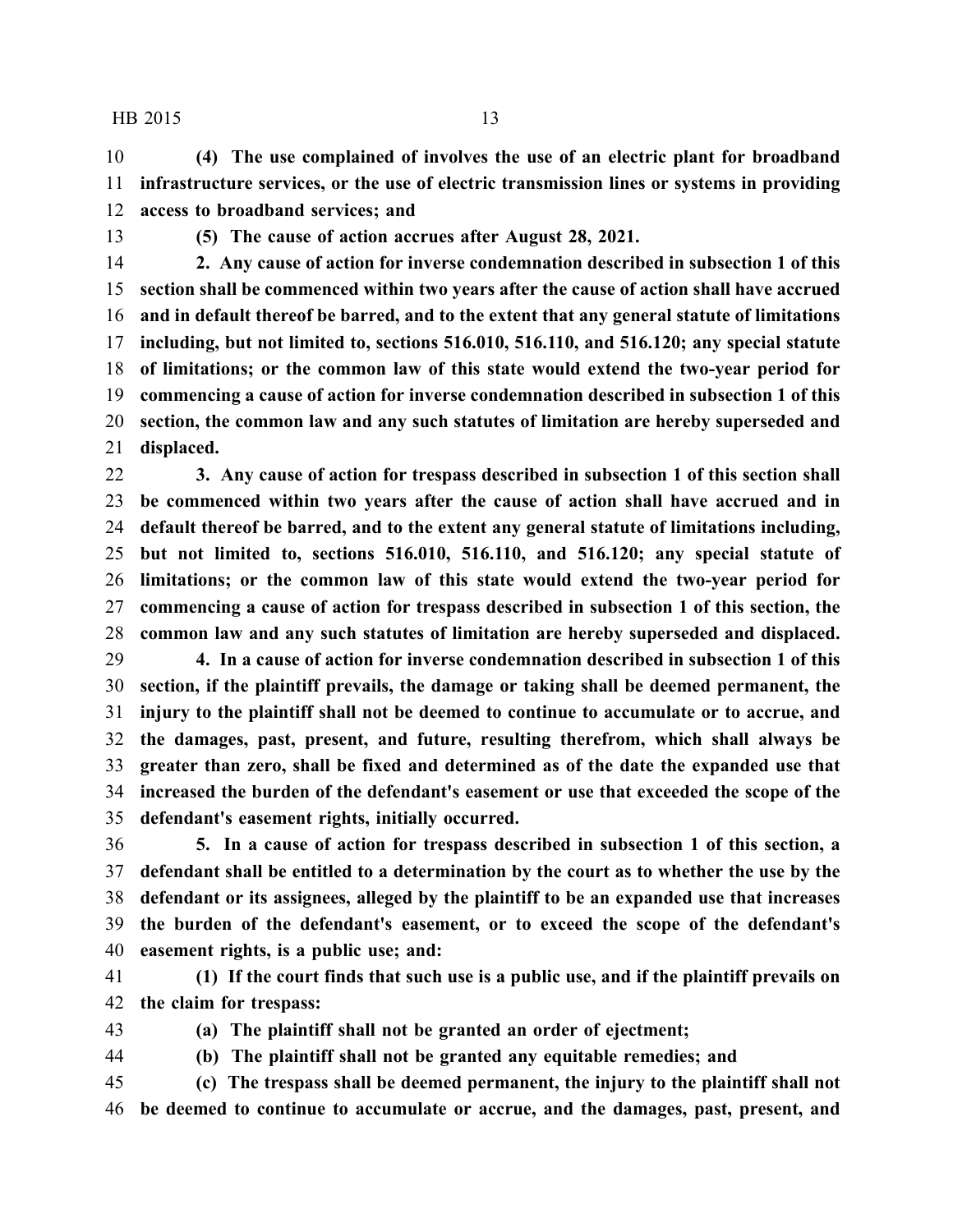**(4) The use complained of involves the use of an electric plant for broadband infrastructure services, or the use of electric transmission lines or systems in providing access to broadband services; and**

**(5) The cause of action accrues after August 28, 2021.**

**2. Any cause of action for inverse condemnation described in subsection 1 of this section shall be commenced within two years after the cause of action shall have accrued and in default thereof be barred, and to the extent that any general statute of limitations including, but not limited to, sections 516.010, 516.110, and 516.120; any special statute of limitations; or the common law of this state would extend the two-year period for commencing a cause of action for inverse condemnation described in subsection 1 of this section, the common law and any such statutes of limitation are hereby superseded and displaced.**

**3. Any cause of action for trespass described in subsection 1 of this section shall be commenced within two years after the cause of action shall have accrued and in default thereof be barred, and to the extent any general statute of limitations including, but not limited to, sections 516.010, 516.110, and 516.120; any special statute of limitations; or the common law of this state would extend the two-year period for commencing a cause of action for trespass described in subsection 1 of this section, the common law and any such statutes of limitation are hereby superseded and displaced.**

**4. In a cause of action for inverse condemnation described in subsection 1 of this section, if the plaintiff prevails, the damage or taking shall be deemed permanent, the injury to the plaintiff shall not be deemed to continue to accumulate or to accrue, and the damages, past, present, and future, resulting therefrom, which shall always be greater than zero, shall be fixed and determined as of the date the expanded use that increased the burden of the defendant's easement or use that exceeded the scope of the defendant's easement rights, initially occurred.**

**5. In a cause of action for trespass described in subsection 1 of this section, a defendant shall be entitled to a determination by the court as to whether the use by the defendant or its assignees, alleged by the plaintiff to be an expanded use that increases the burden of the defendant's easement, or to exceed the scope of the defendant's easement rights, is a public use; and:**

**(1) If the court finds that such use is a public use, and if the plaintiff prevails on the claim for trespass:**

**(a) The plaintiff shall not be granted an order of ejectment;**

**(b) The plaintiff shall not be granted any equitable remedies; and**

**(c) The trespass shall be deemed permanent, the injury to the plaintiff shall not be deemed to continue to accumulate or accrue, and the damages, past, present, and**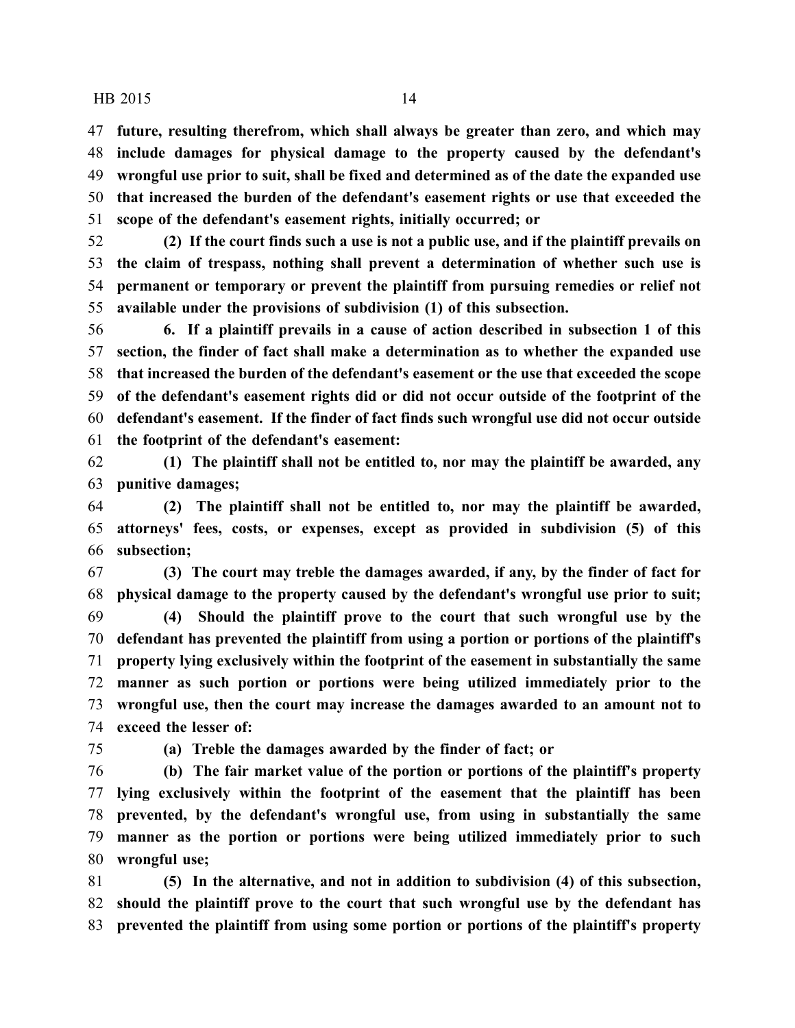**future, resulting therefrom, which shall always be greater than zero, and which may include damages for physical damage to the property caused by the defendant's wrongful use prior to suit, shall be fixed and determined as of the date the expanded use that increased the burden of the defendant's easement rights or use that exceeded the scope of the defendant's easement rights, initially occurred; or**

**(2) If the court finds such a use is not a public use, and if the plaintiff prevails on the claim of trespass, nothing shall prevent a determination of whether such use is permanent or temporary or prevent the plaintiff from pursuing remedies or relief not available under the provisions of subdivision (1) of this subsection.**

**6. If a plaintiff prevails in a cause of action described in subsection 1 of this section, the finder of fact shall make a determination as to whether the expanded use that increased the burden of the defendant's easement or the use that exceeded the scope of the defendant's easement rights did or did not occur outside of the footprint of the defendant's easement. If the finder of fact finds such wrongful use did not occur outside the footprint of the defendant's easement:**

**(1) The plaintiff shall not be entitled to, nor may the plaintiff be awarded, any punitive damages;**

**(2) The plaintiff shall not be entitled to, nor may the plaintiff be awarded, attorneys' fees, costs, or expenses, except as provided in subdivision (5) of this subsection;**

**(3) The court may treble the damages awarded, if any, by the finder of fact for physical damage to the property caused by the defendant's wrongful use prior to suit;**

**(4) Should the plaintiff prove to the court that such wrongful use by the defendant has prevented the plaintiff from using a portion or portions of the plaintiff's property lying exclusively within the footprint of the easement in substantially the same manner as such portion or portions were being utilized immediately prior to the wrongful use, then the court may increase the damages awarded to an amount not to exceed the lesser of:**

**(a) Treble the damages awarded by the finder of fact; or**

**(b) The fair market value of the portion or portions of the plaintiff's property lying exclusively within the footprint of the easement that the plaintiff has been prevented, by the defendant's wrongful use, from using in substantially the same manner as the portion or portions were being utilized immediately prior to such wrongful use;**

**(5) In the alternative, and not in addition to subdivision (4) of this subsection, should the plaintiff prove to the court that such wrongful use by the defendant has prevented the plaintiff from using some portion or portions of the plaintiff's property**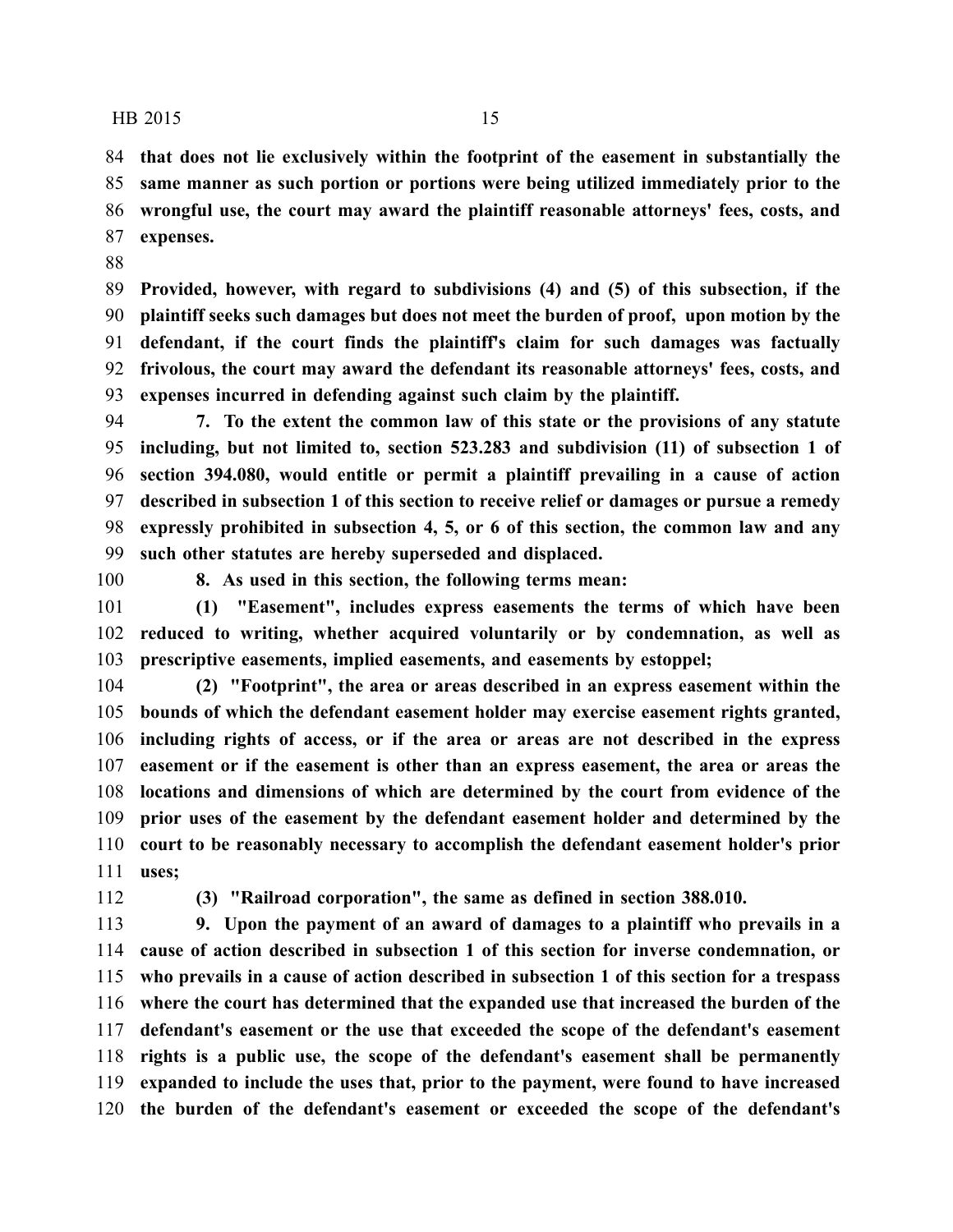**that does not lie exclusively within the footprint of the easement in substantially the same manner as such portion or portions were being utilized immediately prior to the wrongful use, the court may award the plaintiff reasonable attorneys' fees, costs, and expenses.**

**Provided, however, with regard to subdivisions (4) and (5) of this subsection, if the plaintiff seeks such damages but does not meet the burden of proof, upon motion by the defendant, if the court finds the plaintiff's claim for such damages was factually frivolous, the court may award the defendant its reasonable attorneys' fees, costs, and expenses incurred in defending against such claim by the plaintiff.**

**7. To the extent the common law of this state or the provisions of any statute including, but not limited to, section 523.283 and subdivision (11) of subsection 1 of section 394.080, would entitle or permit a plaintiff prevailing in a cause of action described in subsection 1 of this section to receive relief or damages or pursue a remedy expressly prohibited in subsection 4, 5, or 6 of this section, the common law and any such other statutes are hereby superseded and displaced.**

**8. As used in this section, the following terms mean:**

**(1) "Easement", includes express easements the terms of which have been reduced to writing, whether acquired voluntarily or by condemnation, as well as prescriptive easements, implied easements, and easements by estoppel;**

**(2) "Footprint", the area or areas described in an express easement within the bounds of which the defendant easement holder may exercise easement rights granted, including rights of access, or if the area or areas are not described in the express easement or if the easement is other than an express easement, the area or areas the locations and dimensions of which are determined by the court from evidence of the prior uses of the easement by the defendant easement holder and determined by the court to be reasonably necessary to accomplish the defendant easement holder's prior uses;**

**(3) "Railroad corporation", the same as defined in section 388.010.**

**9. Upon the payment of an award of damages to a plaintiff who prevails in a cause of action described in subsection 1 of this section for inverse condemnation, or who prevails in a cause of action described in subsection 1 of this section for a trespass where the court has determined that the expanded use that increased the burden of the defendant's easement or the use that exceeded the scope of the defendant's easement rights is a public use, the scope of the defendant's easement shall be permanently expanded to include the uses that, prior to the payment, were found to have increased the burden of the defendant's easement or exceeded the scope of the defendant's**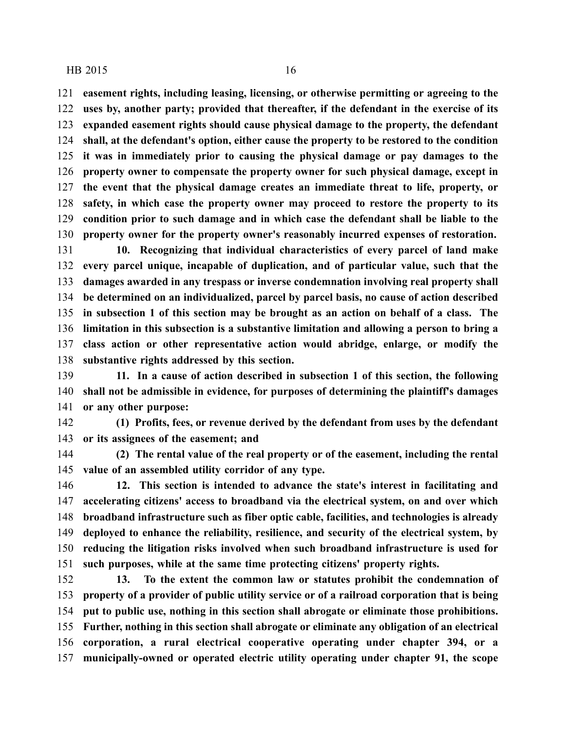**easement rights, including leasing, licensing, or otherwise permitting or agreeing to the uses by, another party; provided that thereafter, if the defendant in the exercise of its expanded easement rights should cause physical damage to the property, the defendant shall, at the defendant's option, either cause the property to be restored to the condition it was in immediately prior to causing the physical damage or pay damages to the property owner to compensate the property owner for such physical damage, except in the event that the physical damage creates an immediate threat to life, property, or safety, in which case the property owner may proceed to restore the property to its condition prior to such damage and in which case the defendant shall be liable to the property owner for the property owner's reasonably incurred expenses of restoration.**

**10. Recognizing that individual characteristics of every parcel of land make every parcel unique, incapable of duplication, and of particular value, such that the damages awarded in any trespass or inverse condemnation involving real property shall be determined on an individualized, parcel by parcel basis, no cause of action described in subsection 1 of this section may be brought as an action on behalf of a class. The limitation in this subsection is a substantive limitation and allowing a person to bring a class action or other representative action would abridge, enlarge, or modify the substantive rights addressed by this section.**

**11. In a cause of action described in subsection 1 of this section, the following shall not be admissible in evidence, for purposes of determining the plaintiff's damages or any other purpose:**

**(1) Profits, fees, or revenue derived by the defendant from uses by the defendant or its assignees of the easement; and**

**(2) The rental value of the real property or of the easement, including the rental value of an assembled utility corridor of any type.**

**12. This section is intended to advance the state's interest in facilitating and accelerating citizens' access to broadband via the electrical system, on and over which broadband infrastructure such as fiber optic cable, facilities, and technologies is already deployed to enhance the reliability, resilience, and security of the electrical system, by reducing the litigation risks involved when such broadband infrastructure is used for such purposes, while at the same time protecting citizens' property rights.**

**13. To the extent the common law or statutes prohibit the condemnation of property of a provider of public utility service or of a railroad corporation that is being put to public use, nothing in this section shall abrogate or eliminate those prohibitions. Further, nothing in this section shall abrogate or eliminate any obligation of an electrical corporation, a rural electrical cooperative operating under chapter 394, or a municipally-owned or operated electric utility operating under chapter 91, the scope**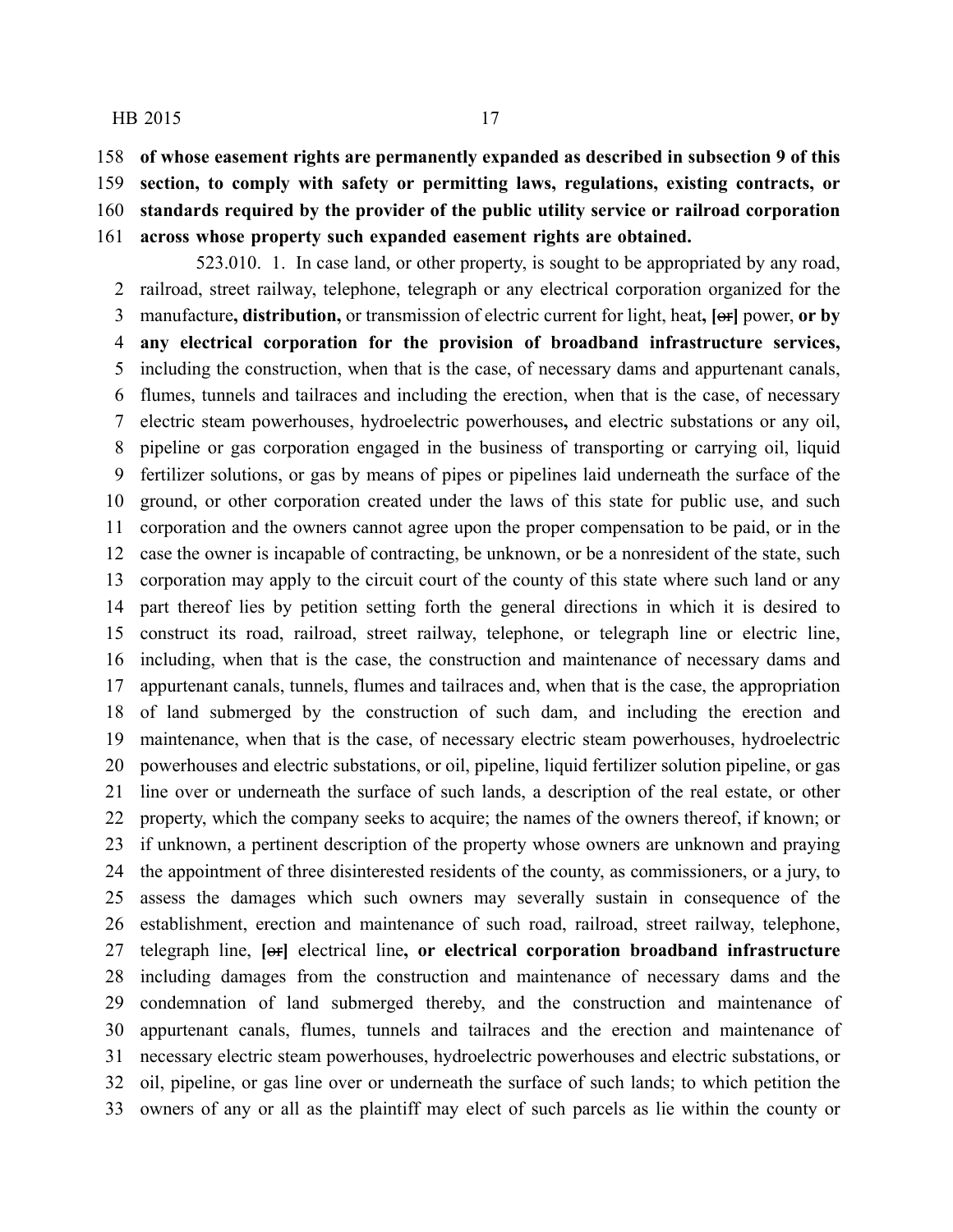**of whose easement rights are permanently expanded as described in subsection 9 of this section, to comply with safety or permitting laws, regulations, existing contracts, or standards required by the provider of the public utility service or railroad corporation across whose property such expanded easement rights are obtained.**

523.010. 1. In case land, or other property, is sought to be appropriated by any road, railroad, street railway, telephone, telegraph or any electrical corporation organized for the manufacture**, distribution,** or transmission of electric current for light, heat**,** **[~~or~~]** power, **or by any electrical corporation for the provision of broadband infrastructure services,** including the construction, when that is the case, of necessary dams and appurtenant canals, flumes, tunnels and tailraces and including the erection, when that is the case, of necessary electric steam powerhouses, hydroelectric powerhouses**,** and electric substations or any oil, pipeline or gas corporation engaged in the business of transporting or carrying oil, liquid fertilizer solutions, or gas by means of pipes or pipelines laid underneath the surface of the ground, or other corporation created under the laws of this state for public use, and such corporation and the owners cannot agree upon the proper compensation to be paid, or in the case the owner is incapable of contracting, be unknown, or be a nonresident of the state, such corporation may apply to the circuit court of the county of this state where such land or any part thereof lies by petition setting forth the general directions in which it is desired to construct its road, railroad, street railway, telephone, or telegraph line or electric line, including, when that is the case, the construction and maintenance of necessary dams and appurtenant canals, tunnels, flumes and tailraces and, when that is the case, the appropriation of land submerged by the construction of such dam, and including the erection and maintenance, when that is the case, of necessary electric steam powerhouses, hydroelectric powerhouses and electric substations, or oil, pipeline, liquid fertilizer solution pipeline, or gas line over or underneath the surface of such lands, a description of the real estate, or other property, which the company seeks to acquire; the names of the owners thereof, if known; or if unknown, a pertinent description of the property whose owners are unknown and praying the appointment of three disinterested residents of the county, as commissioners, or a jury, to assess the damages which such owners may severally sustain in consequence of the establishment, erection and maintenance of such road, railroad, street railway, telephone, telegraph line, **[~~or~~]** electrical line**, or electrical corporation broadband infrastructure** including damages from the construction and maintenance of necessary dams and the condemnation of land submerged thereby, and the construction and maintenance of appurtenant canals, flumes, tunnels and tailraces and the erection and maintenance of necessary electric steam powerhouses, hydroelectric powerhouses and electric substations, or oil, pipeline, or gas line over or underneath the surface of such lands; to which petition the owners of any or all as the plaintiff may elect of such parcels as lie within the county or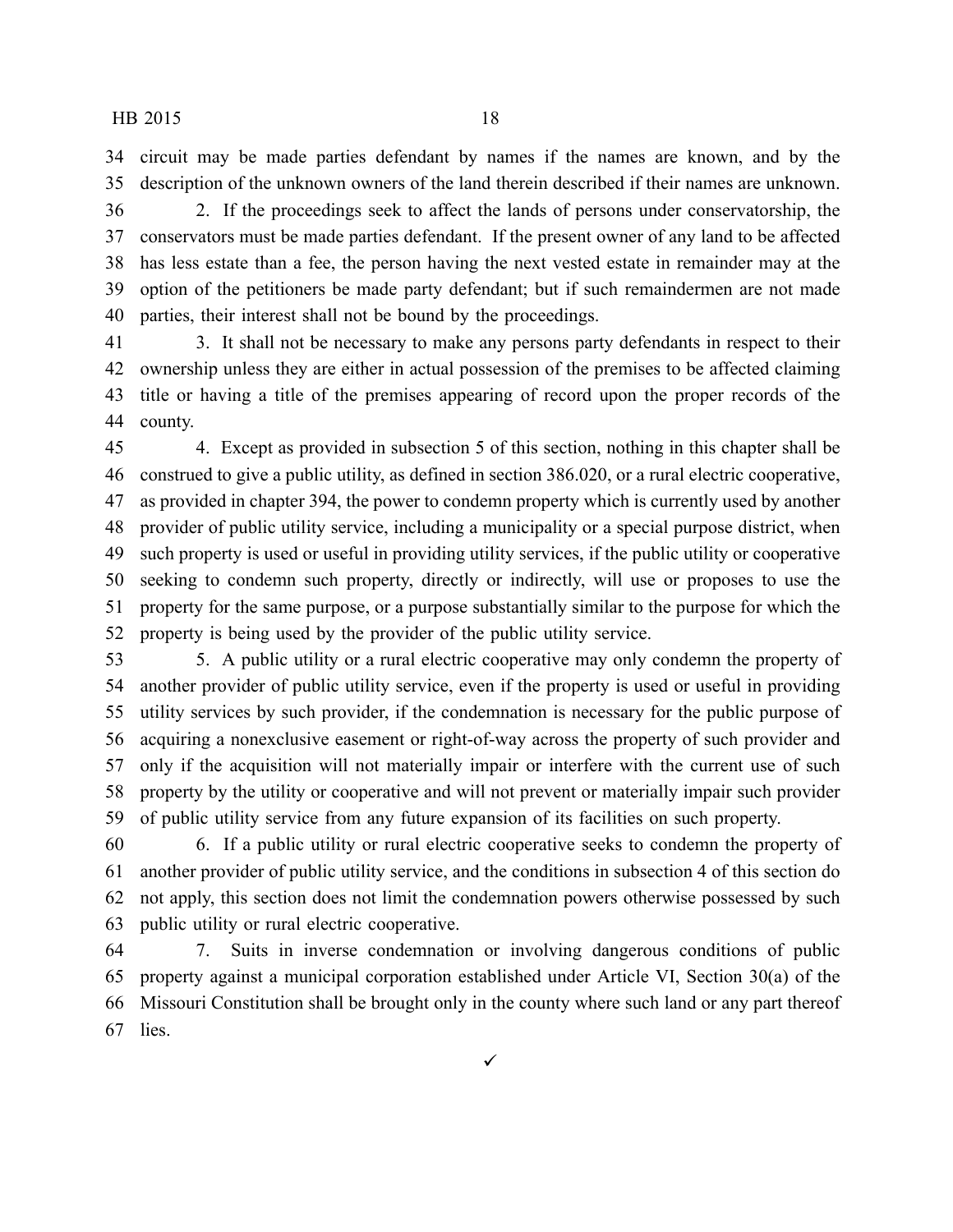circuit may be made parties defendant by names if the names are known, and by the description of the unknown owners of the land therein described if their names are unknown.

2. If the proceedings seek to affect the lands of persons under conservatorship, the conservators must be made parties defendant. If the present owner of any land to be affected has less estate than a fee, the person having the next vested estate in remainder may at the option of the petitioners be made party defendant; but if such remaindermen are not made parties, their interest shall not be bound by the proceedings.

3. It shall not be necessary to make any persons party defendants in respect to their ownership unless they are either in actual possession of the premises to be affected claiming title or having a title of the premises appearing of record upon the proper records of the county.

4. Except as provided in subsection 5 of this section, nothing in this chapter shall be construed to give a public utility, as defined in section 386.020, or a rural electric cooperative, as provided in chapter 394, the power to condemn property which is currently used by another provider of public utility service, including a municipality or a special purpose district, when such property is used or useful in providing utility services, if the public utility or cooperative seeking to condemn such property, directly or indirectly, will use or proposes to use the property for the same purpose, or a purpose substantially similar to the purpose for which the property is being used by the provider of the public utility service.

5. A public utility or a rural electric cooperative may only condemn the property of another provider of public utility service, even if the property is used or useful in providing utility services by such provider, if the condemnation is necessary for the public purpose of acquiring a nonexclusive easement or right-of-way across the property of such provider and only if the acquisition will not materially impair or interfere with the current use of such property by the utility or cooperative and will not prevent or materially impair such provider of public utility service from any future expansion of its facilities on such property.

6. If a public utility or rural electric cooperative seeks to condemn the property of another provider of public utility service, and the conditions in subsection 4 of this section do not apply, this section does not limit the condemnation powers otherwise possessed by such public utility or rural electric cooperative.

7. Suits in inverse condemnation or involving dangerous conditions of public property against a municipal corporation established under Article VI, Section 30(a) of the Missouri Constitution shall be brought only in the county where such land or any part thereof lies.

✓